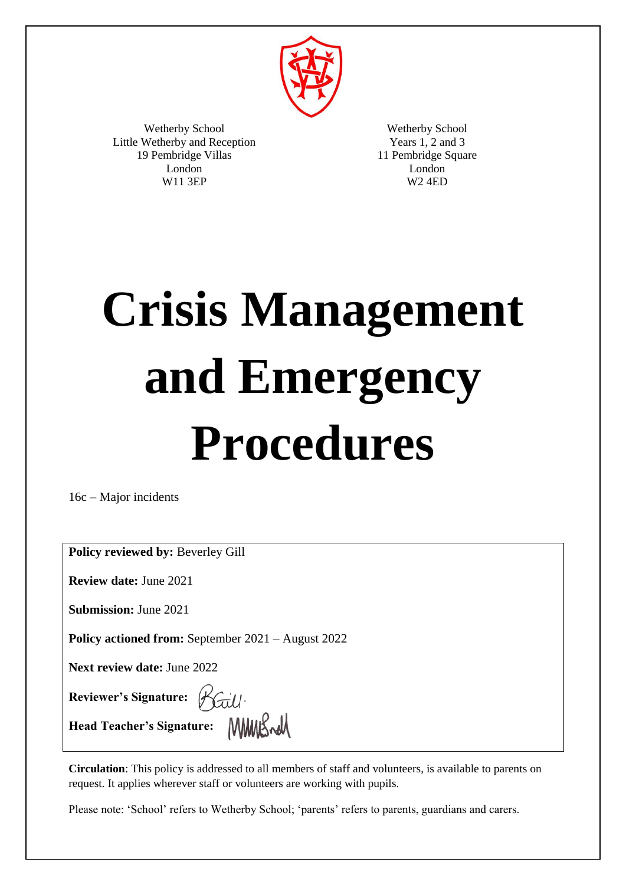Wetherby School
Little Wetherby and Reception
19 Pembridge Villas
London
W11 3EP

Wetherby School
Years 1, 2 and 3
11 Pembridge Square
London
W2 4ED

# Crisis Management and Emergency Procedures

16c – Major incidents

**Policy reviewed by:** Beverley Gill

**Review date:** June 2021

**Submission:** June 2021

**Policy actioned from:** September 2021 – August 2022

**Next review date:** June 2022

**Reviewer's Signature:** BGill.

**Head Teacher's Signature:**

**Circulation**: This policy is addressed to all members of staff and volunteers, is available to parents on request. It applies wherever staff or volunteers are working with pupils.

Please note: 'School' refers to Wetherby School; 'parents' refers to parents, guardians and carers.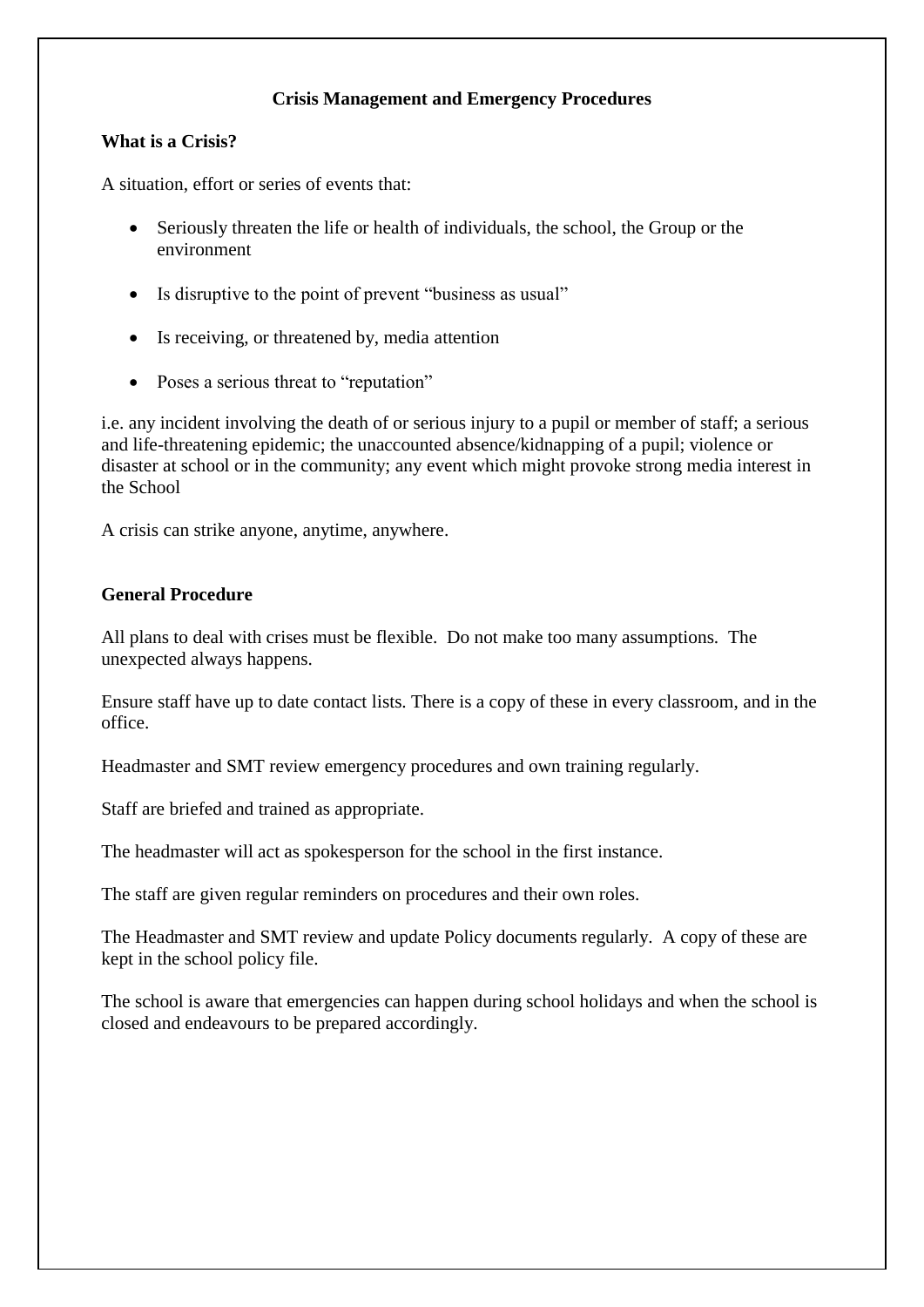## Crisis Management and Emergency Procedures

### What is a Crisis?

A situation, effort or series of events that:

- Seriously threaten the life or health of individuals, the school, the Group or the environment
- Is disruptive to the point of prevent "business as usual"
- Is receiving, or threatened by, media attention
- Poses a serious threat to "reputation"

i.e. any incident involving the death of or serious injury to a pupil or member of staff; a serious and life-threatening epidemic; the unaccounted absence/kidnapping of a pupil; violence or disaster at school or in the community; any event which might provoke strong media interest in the School

A crisis can strike anyone, anytime, anywhere.

### General Procedure

All plans to deal with crises must be flexible. Do not make too many assumptions. The unexpected always happens.

Ensure staff have up to date contact lists. There is a copy of these in every classroom, and in the office.

Headmaster and SMT review emergency procedures and own training regularly.

Staff are briefed and trained as appropriate.

The headmaster will act as spokesperson for the school in the first instance.

The staff are given regular reminders on procedures and their own roles.

The Headmaster and SMT review and update Policy documents regularly. A copy of these are kept in the school policy file.

The school is aware that emergencies can happen during school holidays and when the school is closed and endeavours to be prepared accordingly.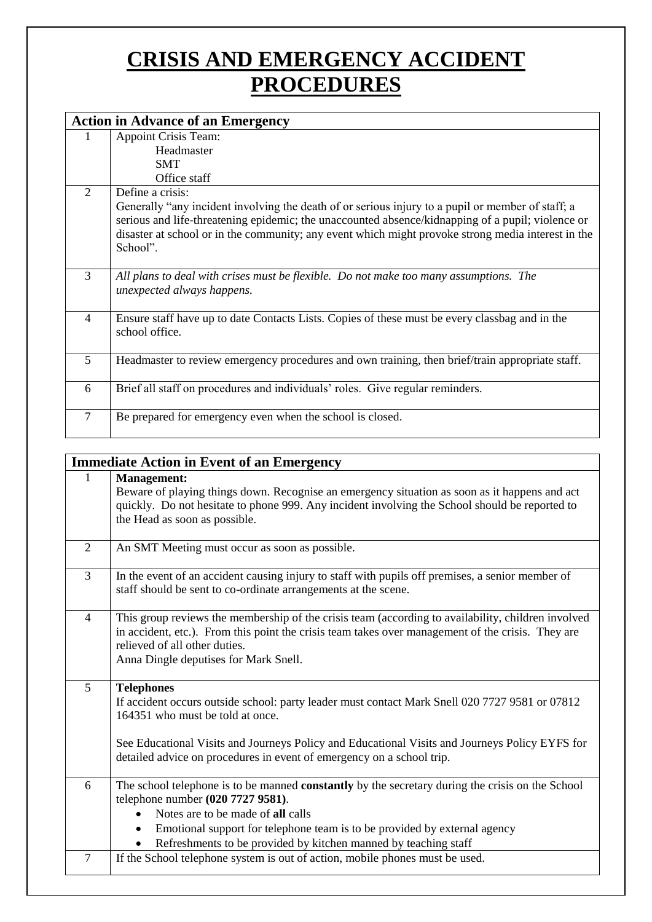# CRISIS AND EMERGENCY ACCIDENT PROCEDURES

| Action in Advance of an Emergency | |
|---|---|
| 1 | Appoint Crisis Team:<br>Headmaster<br>SMT<br>Office staff |
| 2 | Define a crisis:<br>Generally "any incident involving the death of or serious injury to a pupil or member of staff; a serious and life-threatening epidemic; the unaccounted absence/kidnapping of a pupil; violence or disaster at school or in the community; any event which might provoke strong media interest in the School". |
| 3 | *All plans to deal with crises must be flexible. Do not make too many assumptions. The unexpected always happens.* |
| 4 | Ensure staff have up to date Contacts Lists. Copies of these must be every classbag and in the school office. |
| 5 | Headmaster to review emergency procedures and own training, then brief/train appropriate staff. |
| 6 | Brief all staff on procedures and individuals' roles. Give regular reminders. |
| 7 | Be prepared for emergency even when the school is closed. |

| Immediate Action in Event of an Emergency | |
|---|---|
| 1 | **Management:**<br>Beware of playing things down. Recognise an emergency situation as soon as it happens and act quickly. Do not hesitate to phone 999. Any incident involving the School should be reported to the Head as soon as possible. |
| 2 | An SMT Meeting must occur as soon as possible. |
| 3 | In the event of an accident causing injury to staff with pupils off premises, a senior member of staff should be sent to co-ordinate arrangements at the scene. |
| 4 | This group reviews the membership of the crisis team (according to availability, children involved in accident, etc.). From this point the crisis team takes over management of the crisis. They are relieved of all other duties.<br>Anna Dingle deputises for Mark Snell. |
| 5 | **Telephones**<br>If accident occurs outside school: party leader must contact Mark Snell 020 7727 9581 or 07812 164351 who must be told at once.<br><br>See Educational Visits and Journeys Policy and Educational Visits and Journeys Policy EYFS for detailed advice on procedures in event of emergency on a school trip. |
| 6 | The school telephone is to be manned **constantly** by the secretary during the crisis on the School telephone number **(020 7727 9581)**.<br>• Notes are to be made of **all** calls<br>• Emotional support for telephone team is to be provided by external agency<br>• Refreshments to be provided by kitchen manned by teaching staff |
| 7 | If the School telephone system is out of action, mobile phones must be used. |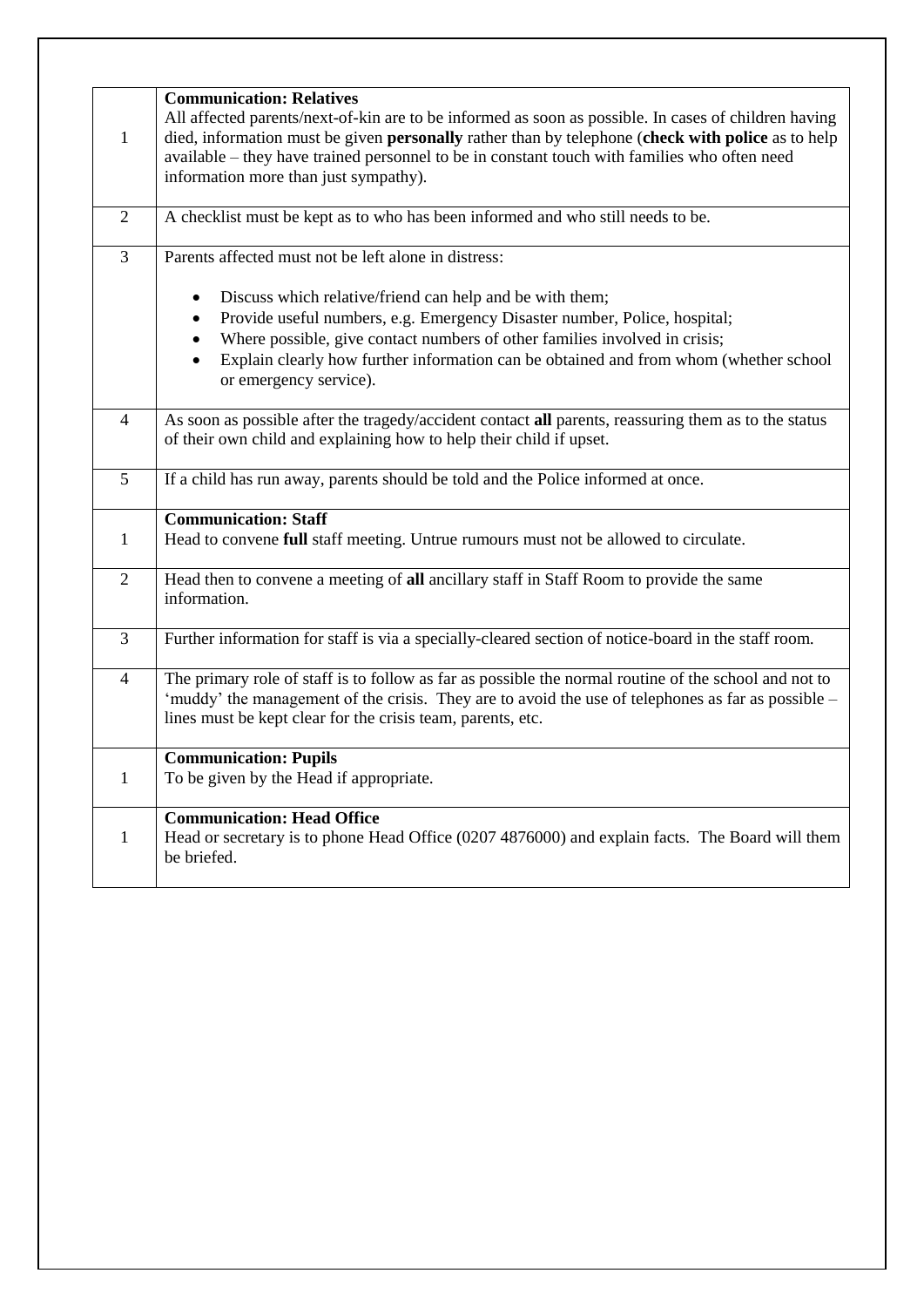| | |
|---|---|
| 1 | **Communication: Relatives**<br>All affected parents/next-of-kin are to be informed as soon as possible. In cases of children having died, information must be given **personally** rather than by telephone (**check with police** as to help available – they have trained personnel to be in constant touch with families who often need information more than just sympathy). |
| 2 | A checklist must be kept as to who has been informed and who still needs to be. |
| 3 | Parents affected must not be left alone in distress:<br>• Discuss which relative/friend can help and be with them;<br>• Provide useful numbers, e.g. Emergency Disaster number, Police, hospital;<br>• Where possible, give contact numbers of other families involved in crisis;<br>• Explain clearly how further information can be obtained and from whom (whether school or emergency service). |
| 4 | As soon as possible after the tragedy/accident contact **all** parents, reassuring them as to the status of their own child and explaining how to help their child if upset. |
| 5 | If a child has run away, parents should be told and the Police informed at once. |
| 1 | **Communication: Staff**<br>Head to convene **full** staff meeting. Untrue rumours must not be allowed to circulate. |
| 2 | Head then to convene a meeting of **all** ancillary staff in Staff Room to provide the same information. |
| 3 | Further information for staff is via a specially-cleared section of notice-board in the staff room. |
| 4 | The primary role of staff is to follow as far as possible the normal routine of the school and not to 'muddy' the management of the crisis. They are to avoid the use of telephones as far as possible – lines must be kept clear for the crisis team, parents, etc. |
| 1 | **Communication: Pupils**<br>To be given by the Head if appropriate. |
| 1 | **Communication: Head Office**<br>Head or secretary is to phone Head Office (0207 4876000) and explain facts. The Board will them be briefed. |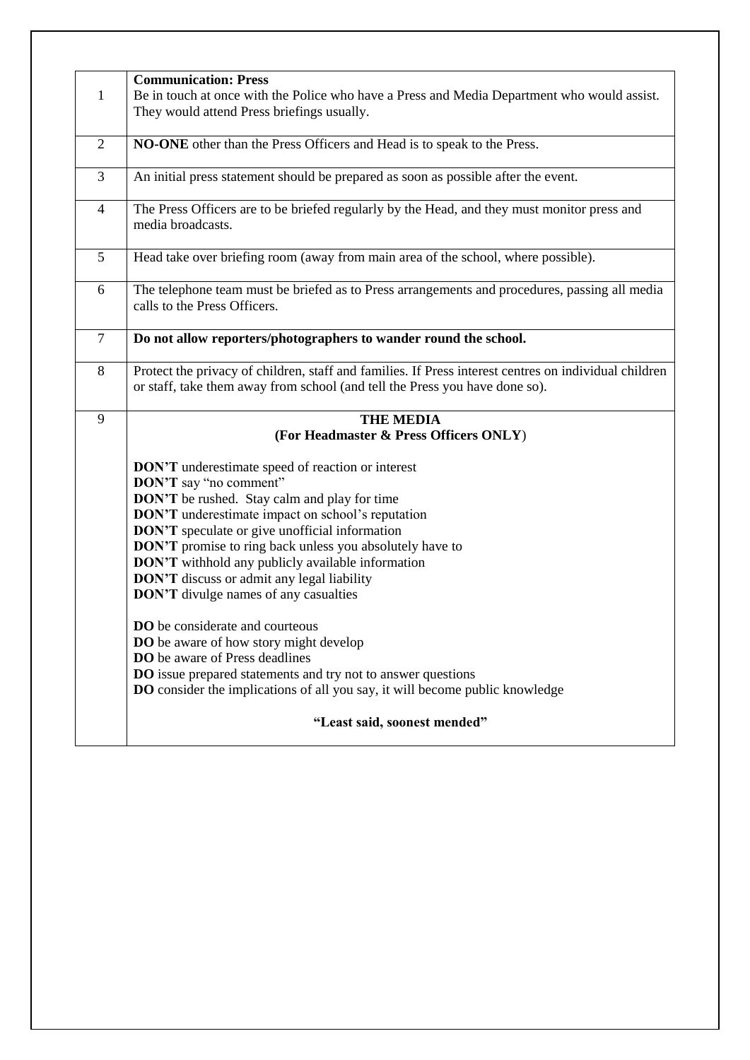| | |
|---|---|
| 1 | **Communication: Press**<br>Be in touch at once with the Police who have a Press and Media Department who would assist. They would attend Press briefings usually. |
| 2 | **NO-ONE** other than the Press Officers and Head is to speak to the Press. |
| 3 | An initial press statement should be prepared as soon as possible after the event. |
| 4 | The Press Officers are to be briefed regularly by the Head, and they must monitor press and media broadcasts. |
| 5 | Head take over briefing room (away from main area of the school, where possible). |
| 6 | The telephone team must be briefed as to Press arrangements and procedures, passing all media calls to the Press Officers. |
| 7 | **Do not allow reporters/photographers to wander round the school.** |
| 8 | Protect the privacy of children, staff and families. If Press interest centres on individual children or staff, take them away from school (and tell the Press you have done so). |
| 9 | **THE MEDIA**<br>**(For Headmaster & Press Officers ONLY)**<br><br>**DON'T** underestimate speed of reaction or interest<br>**DON'T** say "no comment"<br>**DON'T** be rushed. Stay calm and play for time<br>**DON'T** underestimate impact on school's reputation<br>**DON'T** speculate or give unofficial information<br>**DON'T** promise to ring back unless you absolutely have to<br>**DON'T** withhold any publicly available information<br>**DON'T** discuss or admit any legal liability<br>**DON'T** divulge names of any casualties<br><br>**DO** be considerate and courteous<br>**DO** be aware of how story might develop<br>**DO** be aware of Press deadlines<br>**DO** issue prepared statements and try not to answer questions<br>**DO** consider the implications of all you say, it will become public knowledge<br><br>**"Least said, soonest mended"** |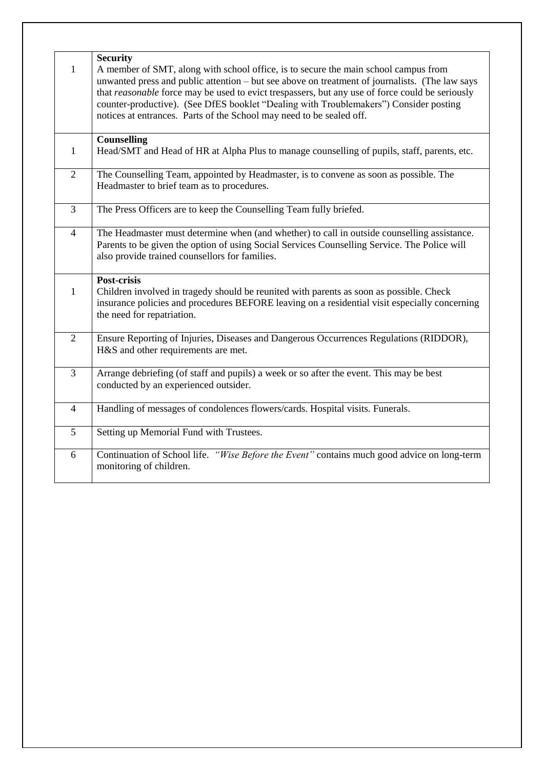| | |
|---|---|
| 1 | **Security**<br>A member of SMT, along with school office, is to secure the main school campus from unwanted press and public attention – but see above on treatment of journalists. (The law says that *reasonable* force may be used to evict trespassers, but any use of force could be seriously counter-productive). (See DfES booklet "Dealing with Troublemakers") Consider posting notices at entrances. Parts of the School may need to be sealed off. |
| 1 | **Counselling**<br>Head/SMT and Head of HR at Alpha Plus to manage counselling of pupils, staff, parents, etc. |
| 2 | The Counselling Team, appointed by Headmaster, is to convene as soon as possible. The Headmaster to brief team as to procedures. |
| 3 | The Press Officers are to keep the Counselling Team fully briefed. |
| 4 | The Headmaster must determine when (and whether) to call in outside counselling assistance. Parents to be given the option of using Social Services Counselling Service. The Police will also provide trained counsellors for families. |
| 1 | **Post-crisis**<br>Children involved in tragedy should be reunited with parents as soon as possible. Check insurance policies and procedures BEFORE leaving on a residential visit especially concerning the need for repatriation. |
| 2 | Ensure Reporting of Injuries, Diseases and Dangerous Occurrences Regulations (RIDDOR), H&S and other requirements are met. |
| 3 | Arrange debriefing (of staff and pupils) a week or so after the event. This may be best conducted by an experienced outsider. |
| 4 | Handling of messages of condolences flowers/cards. Hospital visits. Funerals. |
| 5 | Setting up Memorial Fund with Trustees. |
| 6 | Continuation of School life. *"Wise Before the Event"* contains much good advice on long-term monitoring of children. |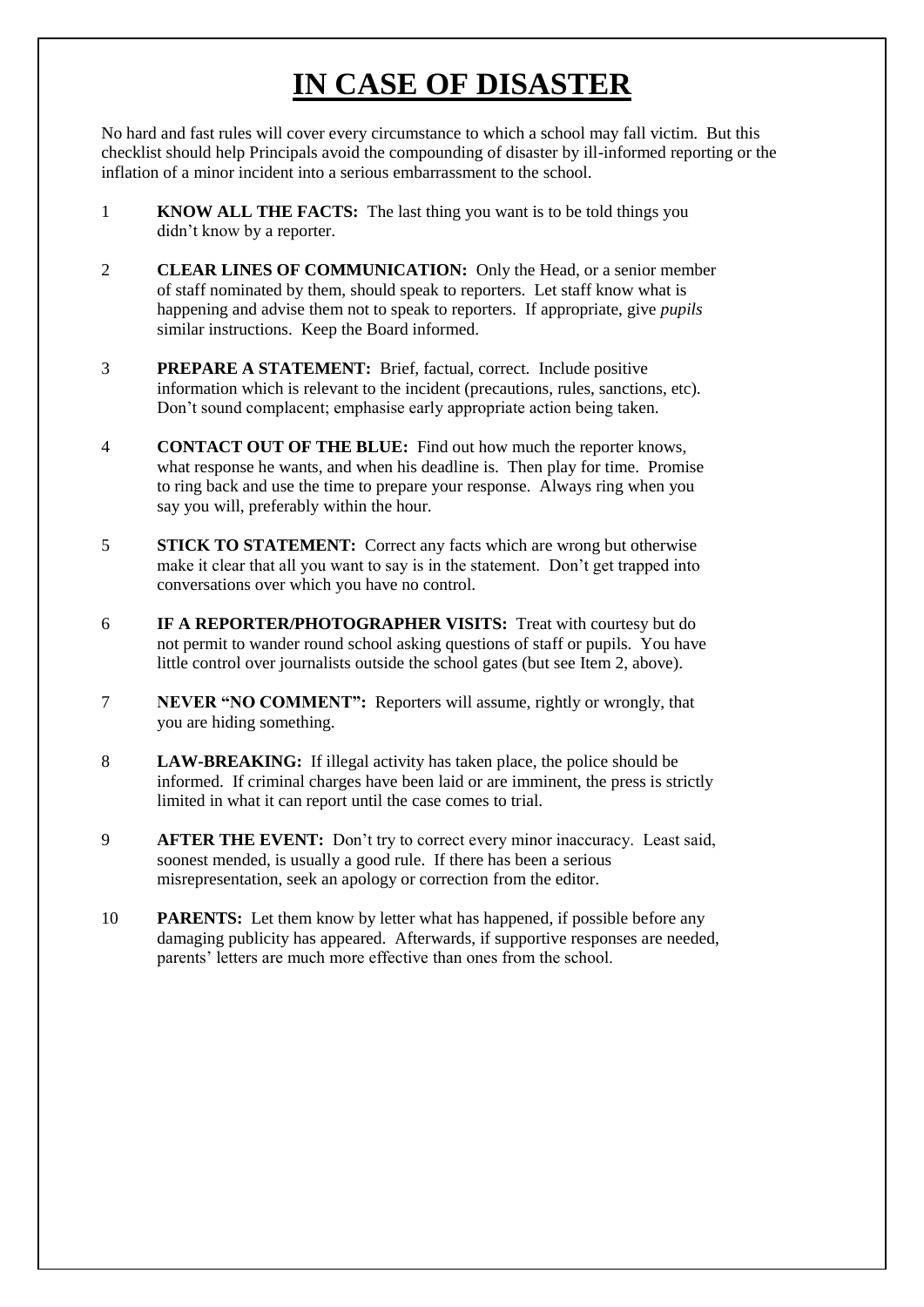# IN CASE OF DISASTER

No hard and fast rules will cover every circumstance to which a school may fall victim. But this checklist should help Principals avoid the compounding of disaster by ill-informed reporting or the inflation of a minor incident into a serious embarrassment to the school.

1. **KNOW ALL THE FACTS:** The last thing you want is to be told things you didn't know by a reporter.

2. **CLEAR LINES OF COMMUNICATION:** Only the Head, or a senior member of staff nominated by them, should speak to reporters. Let staff know what is happening and advise them not to speak to reporters. If appropriate, give *pupils* similar instructions. Keep the Board informed.

3. **PREPARE A STATEMENT:** Brief, factual, correct. Include positive information which is relevant to the incident (precautions, rules, sanctions, etc). Don't sound complacent; emphasise early appropriate action being taken.

4. **CONTACT OUT OF THE BLUE:** Find out how much the reporter knows, what response he wants, and when his deadline is. Then play for time. Promise to ring back and use the time to prepare your response. Always ring when you say you will, preferably within the hour.

5. **STICK TO STATEMENT:** Correct any facts which are wrong but otherwise make it clear that all you want to say is in the statement. Don't get trapped into conversations over which you have no control.

6. **IF A REPORTER/PHOTOGRAPHER VISITS:** Treat with courtesy but do not permit to wander round school asking questions of staff or pupils. You have little control over journalists outside the school gates (but see Item 2, above).

7. **NEVER "NO COMMENT":** Reporters will assume, rightly or wrongly, that you are hiding something.

8. **LAW-BREAKING:** If illegal activity has taken place, the police should be informed. If criminal charges have been laid or are imminent, the press is strictly limited in what it can report until the case comes to trial.

9. **AFTER THE EVENT:** Don't try to correct every minor inaccuracy. Least said, soonest mended, is usually a good rule. If there has been a serious misrepresentation, seek an apology or correction from the editor.

10. **PARENTS:** Let them know by letter what has happened, if possible before any damaging publicity has appeared. Afterwards, if supportive responses are needed, parents' letters are much more effective than ones from the school.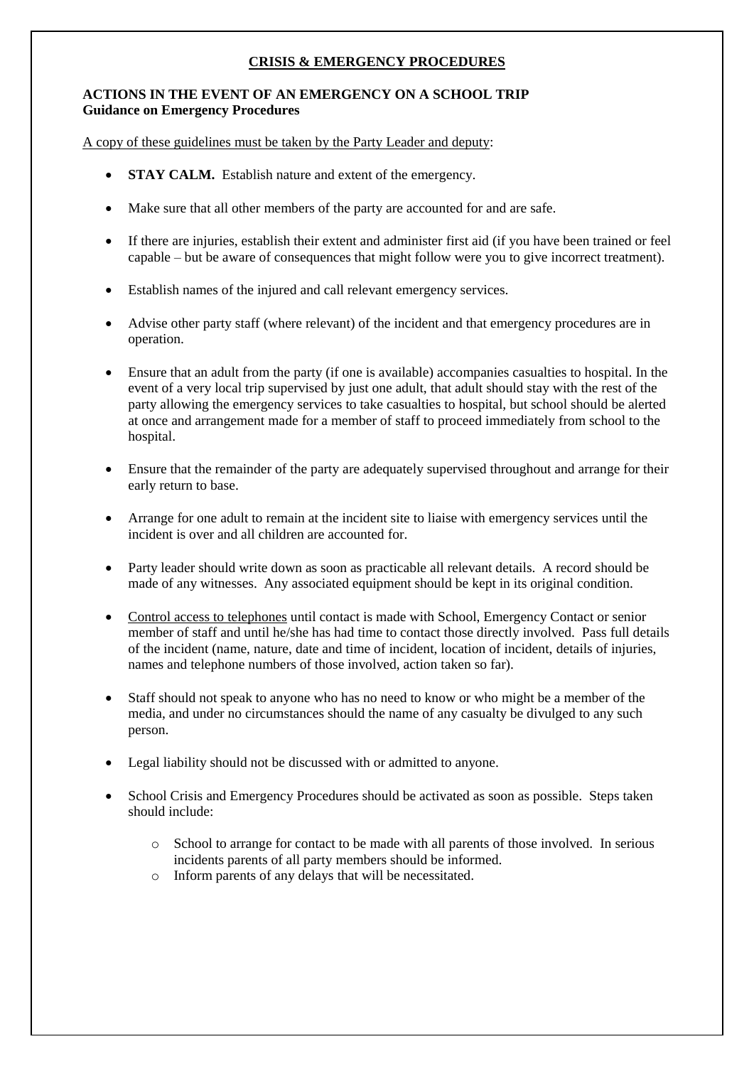## CRISIS & EMERGENCY PROCEDURES

**ACTIONS IN THE EVENT OF AN EMERGENCY ON A SCHOOL TRIP**
**Guidance on Emergency Procedures**

A copy of these guidelines must be taken by the Party Leader and deputy:

- **STAY CALM.** Establish nature and extent of the emergency.
- Make sure that all other members of the party are accounted for and are safe.
- If there are injuries, establish their extent and administer first aid (if you have been trained or feel capable – but be aware of consequences that might follow were you to give incorrect treatment).
- Establish names of the injured and call relevant emergency services.
- Advise other party staff (where relevant) of the incident and that emergency procedures are in operation.
- Ensure that an adult from the party (if one is available) accompanies casualties to hospital. In the event of a very local trip supervised by just one adult, that adult should stay with the rest of the party allowing the emergency services to take casualties to hospital, but school should be alerted at once and arrangement made for a member of staff to proceed immediately from school to the hospital.
- Ensure that the remainder of the party are adequately supervised throughout and arrange for their early return to base.
- Arrange for one adult to remain at the incident site to liaise with emergency services until the incident is over and all children are accounted for.
- Party leader should write down as soon as practicable all relevant details. A record should be made of any witnesses. Any associated equipment should be kept in its original condition.
- Control access to telephones until contact is made with School, Emergency Contact or senior member of staff and until he/she has had time to contact those directly involved. Pass full details of the incident (name, nature, date and time of incident, location of incident, details of injuries, names and telephone numbers of those involved, action taken so far).
- Staff should not speak to anyone who has no need to know or who might be a member of the media, and under no circumstances should the name of any casualty be divulged to any such person.
- Legal liability should not be discussed with or admitted to anyone.
- School Crisis and Emergency Procedures should be activated as soon as possible. Steps taken should include:
  - School to arrange for contact to be made with all parents of those involved. In serious incidents parents of all party members should be informed.
  - Inform parents of any delays that will be necessitated.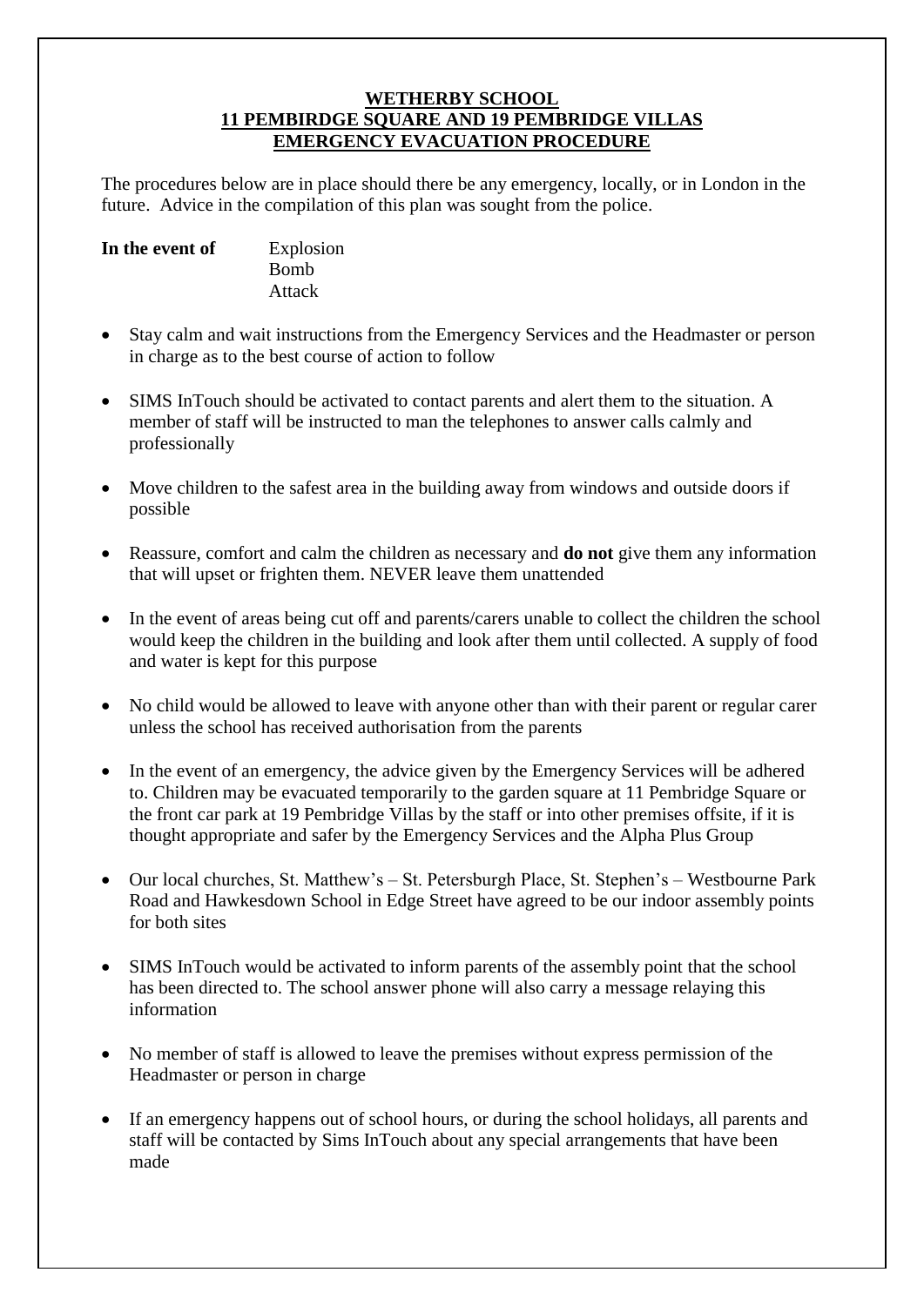**WETHERBY SCHOOL**
**11 PEMBIRDGE SQUARE AND 19 PEMBRIDGE VILLAS**
**EMERGENCY EVACUATION PROCEDURE**

The procedures below are in place should there be any emergency, locally, or in London in the future. Advice in the compilation of this plan was sought from the police.

**In the event of** Explosion
Bomb
Attack

- Stay calm and wait instructions from the Emergency Services and the Headmaster or person in charge as to the best course of action to follow
- SIMS InTouch should be activated to contact parents and alert them to the situation. A member of staff will be instructed to man the telephones to answer calls calmly and professionally
- Move children to the safest area in the building away from windows and outside doors if possible
- Reassure, comfort and calm the children as necessary and **do not** give them any information that will upset or frighten them. NEVER leave them unattended
- In the event of areas being cut off and parents/carers unable to collect the children the school would keep the children in the building and look after them until collected. A supply of food and water is kept for this purpose
- No child would be allowed to leave with anyone other than with their parent or regular carer unless the school has received authorisation from the parents
- In the event of an emergency, the advice given by the Emergency Services will be adhered to. Children may be evacuated temporarily to the garden square at 11 Pembridge Square or the front car park at 19 Pembridge Villas by the staff or into other premises offsite, if it is thought appropriate and safer by the Emergency Services and the Alpha Plus Group
- Our local churches, St. Matthew's – St. Petersburgh Place, St. Stephen's – Westbourne Park Road and Hawkesdown School in Edge Street have agreed to be our indoor assembly points for both sites
- SIMS InTouch would be activated to inform parents of the assembly point that the school has been directed to. The school answer phone will also carry a message relaying this information
- No member of staff is allowed to leave the premises without express permission of the Headmaster or person in charge
- If an emergency happens out of school hours, or during the school holidays, all parents and staff will be contacted by Sims InTouch about any special arrangements that have been made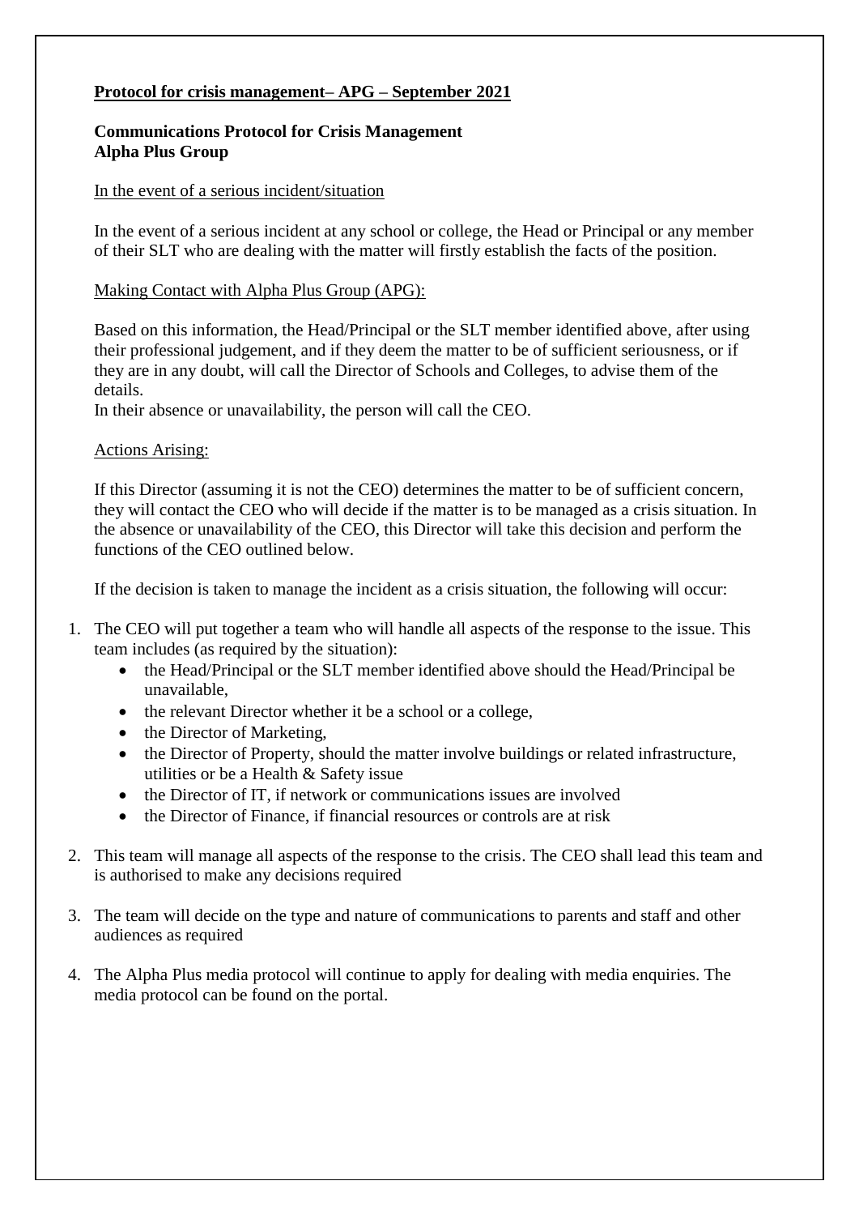**Protocol for crisis management– APG – September 2021**

**Communications Protocol for Crisis Management**
**Alpha Plus Group**

In the event of a serious incident/situation

In the event of a serious incident at any school or college, the Head or Principal or any member of their SLT who are dealing with the matter will firstly establish the facts of the position.

Making Contact with Alpha Plus Group (APG):

Based on this information, the Head/Principal or the SLT member identified above, after using their professional judgement, and if they deem the matter to be of sufficient seriousness, or if they are in any doubt, will call the Director of Schools and Colleges, to advise them of the details.
In their absence or unavailability, the person will call the CEO.

Actions Arising:

If this Director (assuming it is not the CEO) determines the matter to be of sufficient concern, they will contact the CEO who will decide if the matter is to be managed as a crisis situation. In the absence or unavailability of the CEO, this Director will take this decision and perform the functions of the CEO outlined below.

If the decision is taken to manage the incident as a crisis situation, the following will occur:

1. The CEO will put together a team who will handle all aspects of the response to the issue. This team includes (as required by the situation):
   - the Head/Principal or the SLT member identified above should the Head/Principal be unavailable,
   - the relevant Director whether it be a school or a college,
   - the Director of Marketing,
   - the Director of Property, should the matter involve buildings or related infrastructure, utilities or be a Health & Safety issue
   - the Director of IT, if network or communications issues are involved
   - the Director of Finance, if financial resources or controls are at risk

2. This team will manage all aspects of the response to the crisis. The CEO shall lead this team and is authorised to make any decisions required

3. The team will decide on the type and nature of communications to parents and staff and other audiences as required

4. The Alpha Plus media protocol will continue to apply for dealing with media enquiries. The media protocol can be found on the portal.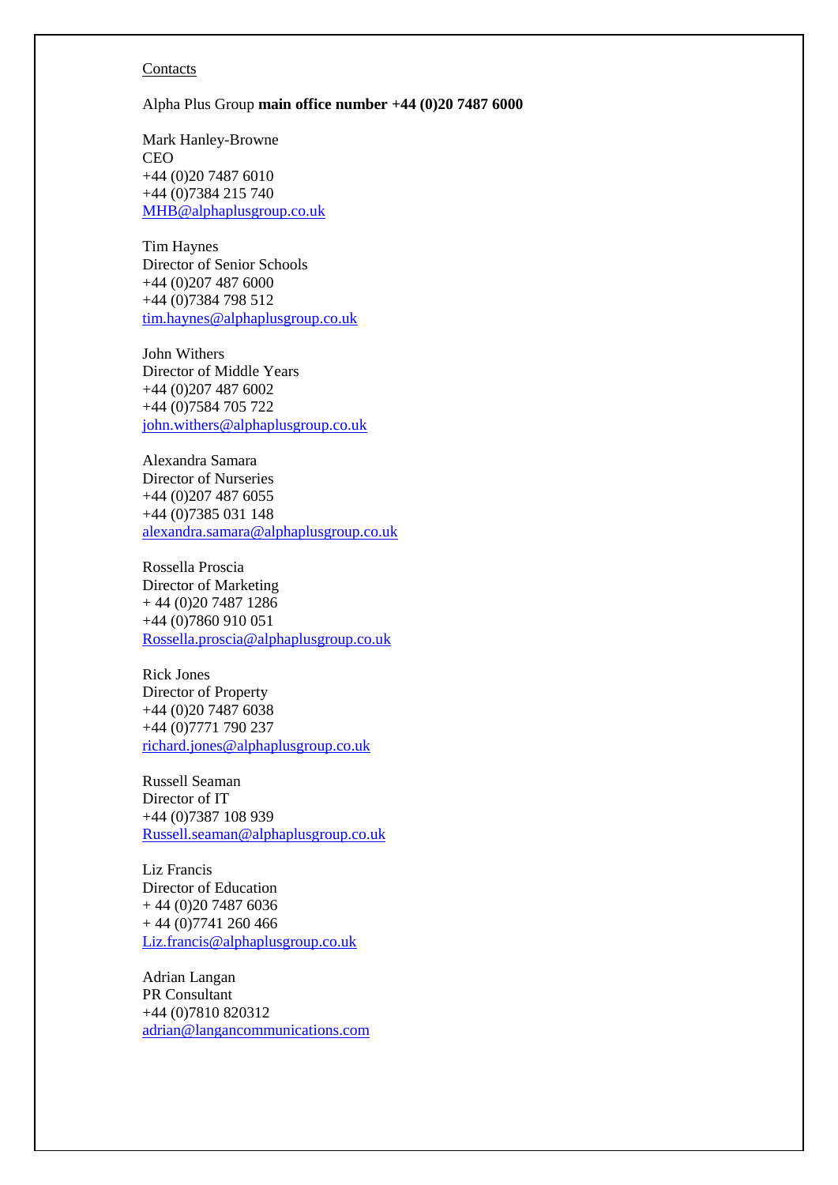Contacts

Alpha Plus Group **main office number +44 (0)20 7487 6000**

Mark Hanley-Browne
CEO
+44 (0)20 7487 6010
+44 (0)7384 215 740
MHB@alphaplusgroup.co.uk

Tim Haynes
Director of Senior Schools
+44 (0)207 487 6000
+44 (0)7384 798 512
tim.haynes@alphaplusgroup.co.uk

John Withers
Director of Middle Years
+44 (0)207 487 6002
+44 (0)7584 705 722
john.withers@alphaplusgroup.co.uk

Alexandra Samara
Director of Nurseries
+44 (0)207 487 6055
+44 (0)7385 031 148
alexandra.samara@alphaplusgroup.co.uk

Rossella Proscia
Director of Marketing
+ 44 (0)20 7487 1286
+44 (0)7860 910 051
Rossella.proscia@alphaplusgroup.co.uk

Rick Jones
Director of Property
+44 (0)20 7487 6038
+44 (0)7771 790 237
richard.jones@alphaplusgroup.co.uk

Russell Seaman
Director of IT
+44 (0)7387 108 939
Russell.seaman@alphaplusgroup.co.uk

Liz Francis
Director of Education
+ 44 (0)20 7487 6036
+ 44 (0)7741 260 466
Liz.francis@alphaplusgroup.co.uk

Adrian Langan
PR Consultant
+44 (0)7810 820312
adrian@langancommunications.com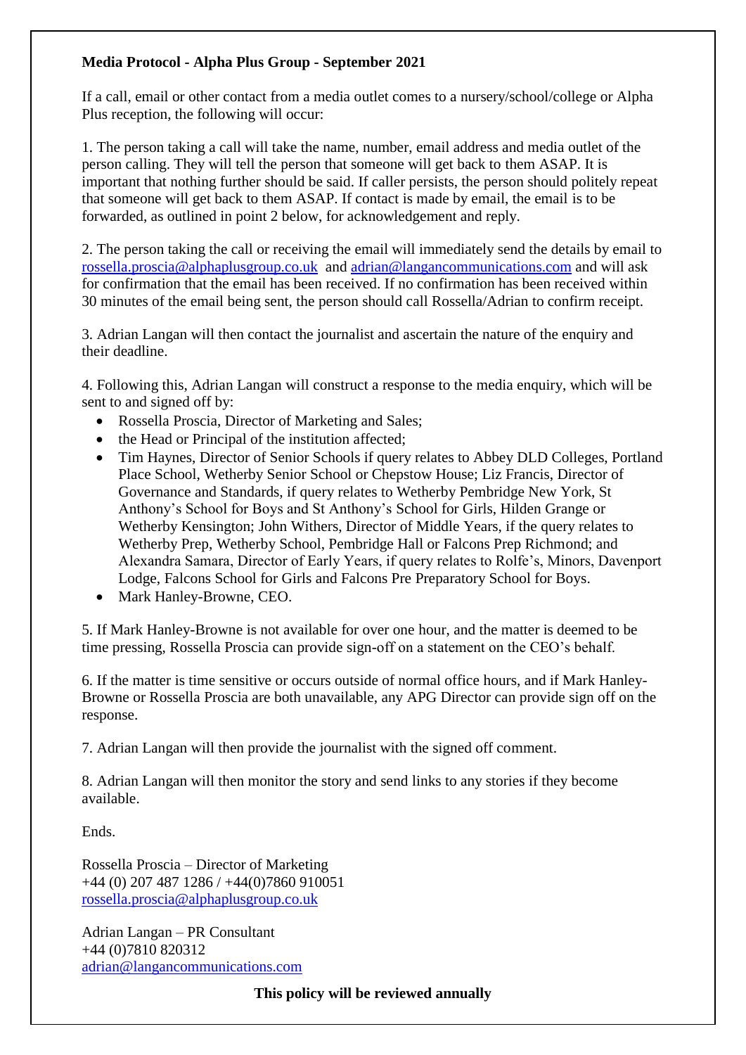**Media Protocol - Alpha Plus Group - September 2021**

If a call, email or other contact from a media outlet comes to a nursery/school/college or Alpha Plus reception, the following will occur:

1. The person taking a call will take the name, number, email address and media outlet of the person calling. They will tell the person that someone will get back to them ASAP. It is important that nothing further should be said. If caller persists, the person should politely repeat that someone will get back to them ASAP. If contact is made by email, the email is to be forwarded, as outlined in point 2 below, for acknowledgement and reply.

2. The person taking the call or receiving the email will immediately send the details by email to rossella.proscia@alphaplusgroup.co.uk and adrian@langancommunications.com and will ask for confirmation that the email has been received. If no confirmation has been received within 30 minutes of the email being sent, the person should call Rossella/Adrian to confirm receipt.

3. Adrian Langan will then contact the journalist and ascertain the nature of the enquiry and their deadline.

4. Following this, Adrian Langan will construct a response to the media enquiry, which will be sent to and signed off by:

- Rossella Proscia, Director of Marketing and Sales;
- the Head or Principal of the institution affected;
- Tim Haynes, Director of Senior Schools if query relates to Abbey DLD Colleges, Portland Place School, Wetherby Senior School or Chepstow House; Liz Francis, Director of Governance and Standards, if query relates to Wetherby Pembridge New York, St Anthony's School for Boys and St Anthony's School for Girls, Hilden Grange or Wetherby Kensington; John Withers, Director of Middle Years, if the query relates to Wetherby Prep, Wetherby School, Pembridge Hall or Falcons Prep Richmond; and Alexandra Samara, Director of Early Years, if query relates to Rolfe's, Minors, Davenport Lodge, Falcons School for Girls and Falcons Pre Preparatory School for Boys.
- Mark Hanley-Browne, CEO.

5. If Mark Hanley-Browne is not available for over one hour, and the matter is deemed to be time pressing, Rossella Proscia can provide sign-off on a statement on the CEO's behalf.

6. If the matter is time sensitive or occurs outside of normal office hours, and if Mark Hanley-Browne or Rossella Proscia are both unavailable, any APG Director can provide sign off on the response.

7. Adrian Langan will then provide the journalist with the signed off comment.

8. Adrian Langan will then monitor the story and send links to any stories if they become available.

Ends.

Rossella Proscia – Director of Marketing
+44 (0) 207 487 1286 / +44(0)7860 910051
rossella.proscia@alphaplusgroup.co.uk

Adrian Langan – PR Consultant
+44 (0)7810 820312
adrian@langancommunications.com

**This policy will be reviewed annually**